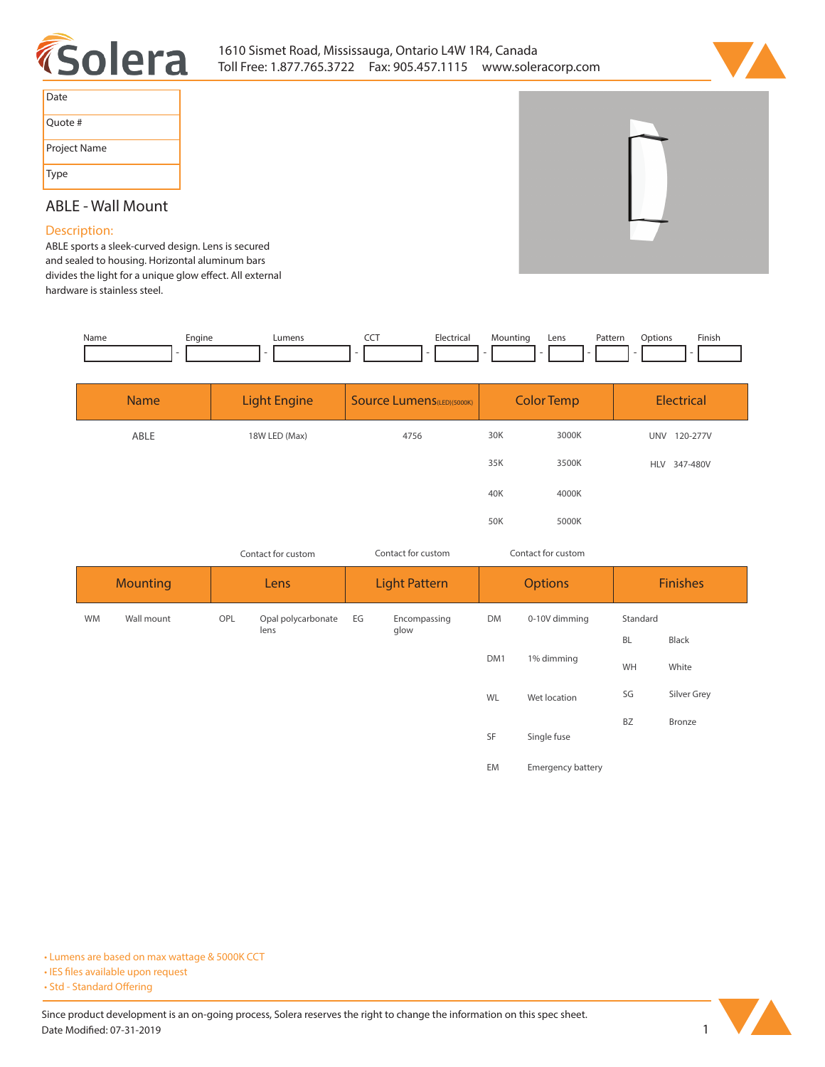# Solera

1610 Sismet Road, Mississauga, Ontario L4W 1R4, Canada
Toll Free: 1.877.765.3722 Fax: 905.457.1115 www.soleracorp.com

| Date | |
|---|---|
| Quote # | |
| Project Name | |
| Type | |

## ABLE - Wall Mount

### Description:

ABLE sports a sleek-curved design. Lens is secured and sealed to housing. Horizontal aluminum bars divides the light for a unique glow effect. All external hardware is stainless steel.

| Name | Engine | Lumens | CCT | Electrical | Mounting | Lens | Pattern | Options | Finish |
|---|---|---|---|---|---|---|---|---|---|
| | | | | | | | | | |

| Name | Light Engine | Source Lumens (LED)(5000K) | Color Temp | | Electrical | |
|---|---|---|---|---|---|---|
| ABLE | 18W LED (Max) | 4756 | 30K | 3000K | UNV | 120-277V |
| | | | 35K | 3500K | HLV | 347-480V |
| | | | 40K | 4000K | | |
| | | | 50K | 5000K | | |
| | Contact for custom | Contact for custom | Contact for custom | | | |

| Mounting | | Lens | | Light Pattern | | Options | | Finishes | |
|---|---|---|---|---|---|---|---|---|---|
| WM | Wall mount | OPL | Opal polycarbonate lens | EG | Encompassing glow | DM | 0-10V dimming | Standard | |
| | | | | | | | | BL | Black |
| | | | | | | DM1 | 1% dimming | WH | White |
| | | | | | | WL | Wet location | SG | Silver Grey |
| | | | | | | | | BZ | Bronze |
| | | | | | | SF | Single fuse | | |
| | | | | | | EM | Emergency battery | | |

- Lumens are based on max wattage & 5000K CCT
- IES files available upon request
- Std - Standard Offering

Since product development is an on-going process, Solera reserves the right to change the information on this spec sheet.
Date Modified: 07-31-2019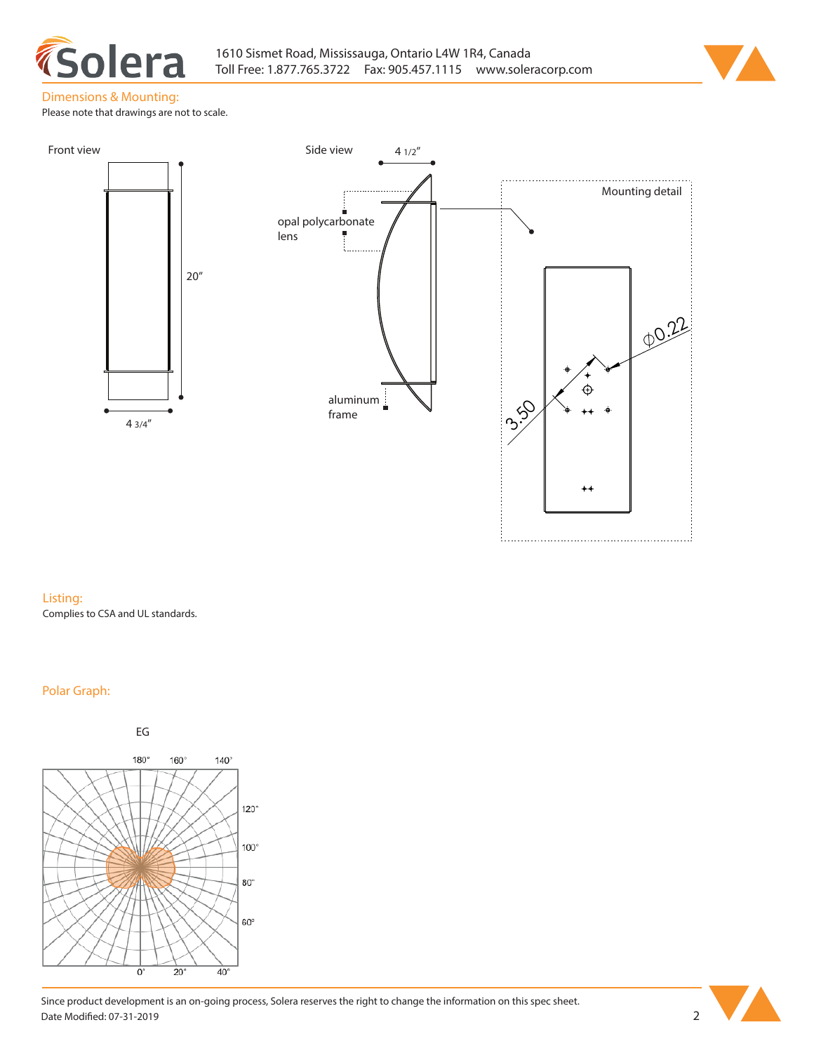Solera

1610 Sismet Road, Mississauga, Ontario L4W 1R4, Canada
Toll Free: 1.877.765.3722 Fax: 905.457.1115 www.soleracorp.com

## Dimensions & Mounting:

Please note that drawings are not to scale.

Front view

20″

4 3/4″

Side view

4 1/2″

opal polycarbonate lens

aluminum frame

Mounting detail

ϕ0.22

3.50

## Listing:

Complies to CSA and UL standards.

## Polar Graph:

EG

180° 160° 140°

120°

100°

80°

60°

0° 20° 40°

Since product development is an on-going process, Solera reserves the right to change the information on this spec sheet.
Date Modified: 07-31-2019